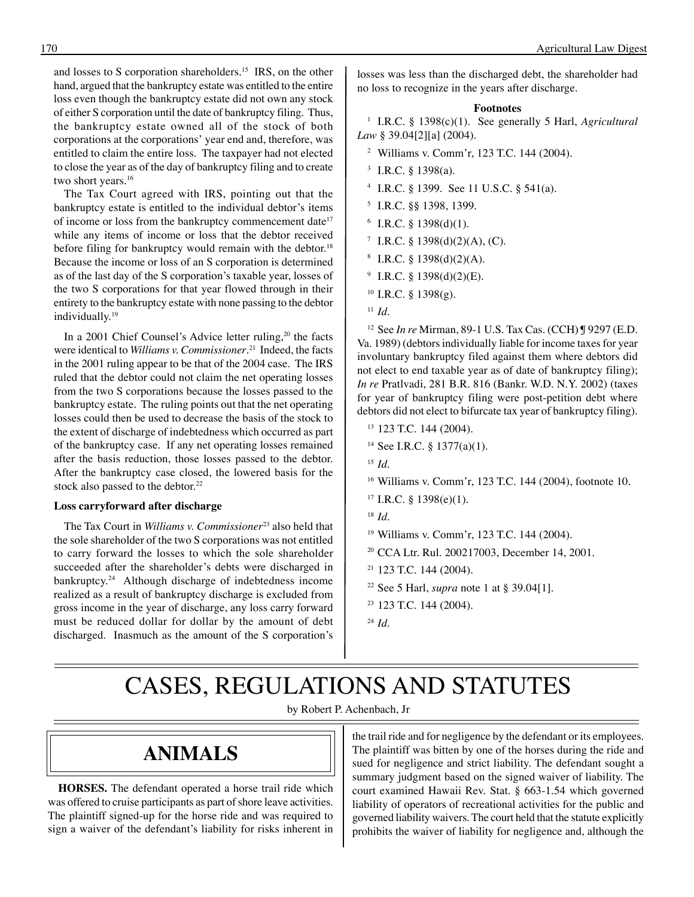and losses to S corporation shareholders.[15] IRS, on the other hand, argued that the bankruptcy estate was entitled to the entire loss even though the bankruptcy estate did not own any stock of either S corporation until the date of bankruptcy filing. Thus, the bankruptcy estate owned all of the stock of both corporations at the corporations' year end and, therefore, was entitled to claim the entire loss. The taxpayer had not elected to close the year as of the day of bankruptcy filing and to create two short years.[16]

The Tax Court agreed with IRS, pointing out that the bankruptcy estate is entitled to the individual debtor's items of income or loss from the bankruptcy commencement date[17] while any items of income or loss that the debtor received before filing for bankruptcy would remain with the debtor.[18] Because the income or loss of an S corporation is determined as of the last day of the S corporation's taxable year, losses of the two S corporations for that year flowed through in their entirety to the bankruptcy estate with none passing to the debtor individually.[19]

In a 2001 Chief Counsel's Advice letter ruling,[20] the facts were identical to *Williams v. Commissioner*.[21] Indeed, the facts in the 2001 ruling appear to be that of the 2004 case. The IRS ruled that the debtor could not claim the net operating losses from the two S corporations because the losses passed to the bankruptcy estate. The ruling points out that the net operating losses could then be used to decrease the basis of the stock to the extent of discharge of indebtedness which occurred as part of the bankruptcy case. If any net operating losses remained after the basis reduction, those losses passed to the debtor. After the bankruptcy case closed, the lowered basis for the stock also passed to the debtor.[22]

**Loss carryforward after discharge**

The Tax Court in *Williams v. Commissioner*[23] also held that the sole shareholder of the two S corporations was not entitled to carry forward the losses to which the sole shareholder succeeded after the shareholder's debts were discharged in bankruptcy.[24] Although discharge of indebtedness income realized as a result of bankruptcy discharge is excluded from gross income in the year of discharge, any loss carry forward must be reduced dollar for dollar by the amount of debt discharged. Inasmuch as the amount of the S corporation's losses was less than the discharged debt, the shareholder had no loss to recognize in the years after discharge.

**Footnotes**

[1] I.R.C. § 1398(c)(1). See generally 5 Harl, *Agricultural Law* § 39.04[2][a] (2004).

[2] Williams v. Comm'r, 123 T.C. 144 (2004).

[3] I.R.C. § 1398(a).

[4] I.R.C. § 1399. See 11 U.S.C. § 541(a).

[5] I.R.C. §§ 1398, 1399.

[6] I.R.C. § 1398(d)(1).

[7] I.R.C. § 1398(d)(2)(A), (C).

[8] I.R.C. § 1398(d)(2)(A).

[9] I.R.C. § 1398(d)(2)(E).

[10] I.R.C. § 1398(g).

[11] *Id*.

[12] See *In re* Mirman, 89-1 U.S. Tax Cas. (CCH) ¶ 9297 (E.D. Va. 1989) (debtors individually liable for income taxes for year involuntary bankruptcy filed against them where debtors did not elect to end taxable year as of date of bankruptcy filing); *In re* Pratlvadi, 281 B.R. 816 (Bankr. W.D. N.Y. 2002) (taxes for year of bankruptcy filing were post-petition debt where debtors did not elect to bifurcate tax year of bankruptcy filing).

[13] 123 T.C. 144 (2004).

[14] See I.R.C. § 1377(a)(1).

[15] *Id*.

[16] Williams v. Comm'r, 123 T.C. 144 (2004), footnote 10.

[17] I.R.C. § 1398(e)(1).

[18] *Id*.

[19] Williams v. Comm'r, 123 T.C. 144 (2004).

[20] CCA Ltr. Rul. 200217003, December 14, 2001.

[21] 123 T.C. 144 (2004).

[22] See 5 Harl, *supra* note 1 at § 39.04[1].

[23] 123 T.C. 144 (2004).

[24] *Id*.

# CASES, REGULATIONS AND STATUTES

by Robert P. Achenbach, Jr

## ANIMALS

**HORSES.** The defendant operated a horse trail ride which was offered to cruise participants as part of shore leave activities. The plaintiff signed-up for the horse ride and was required to sign a waiver of the defendant's liability for risks inherent in the trail ride and for negligence by the defendant or its employees. The plaintiff was bitten by one of the horses during the ride and sued for negligence and strict liability. The defendant sought a summary judgment based on the signed waiver of liability. The court examined Hawaii Rev. Stat. § 663-1.54 which governed liability of operators of recreational activities for the public and governed liability waivers. The court held that the statute explicitly prohibits the waiver of liability for negligence and, although the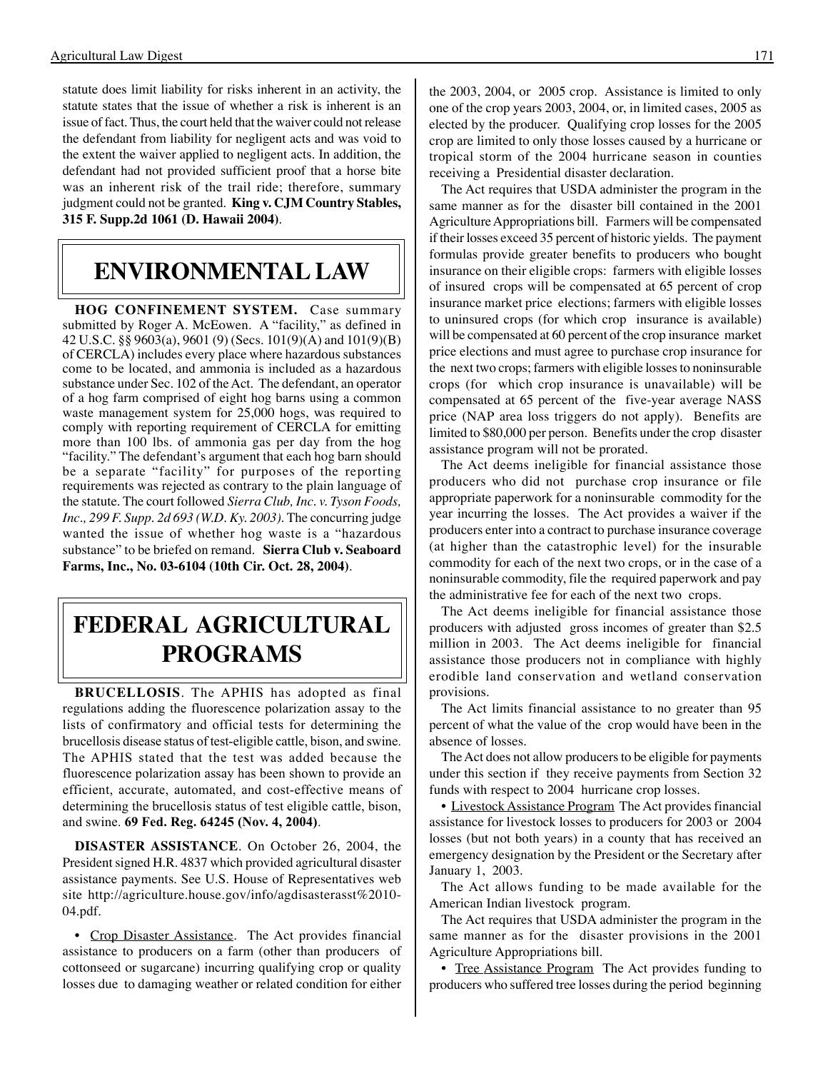statute does limit liability for risks inherent in an activity, the statute states that the issue of whether a risk is inherent is an issue of fact. Thus, the court held that the waiver could not release the defendant from liability for negligent acts and was void to the extent the waiver applied to negligent acts. In addition, the defendant had not provided sufficient proof that a horse bite was an inherent risk of the trail ride; therefore, summary judgment could not be granted. **King v. CJM Country Stables, 315 F. Supp.2d 1061 (D. Hawaii 2004)**.

# ENVIRONMENTAL LAW

**HOG CONFINEMENT SYSTEM.** Case summary submitted by Roger A. McEowen. A "facility," as defined in 42 U.S.C. §§ 9603(a), 9601 (9) (Secs. 101(9)(A) and 101(9)(B) of CERCLA) includes every place where hazardous substances come to be located, and ammonia is included as a hazardous substance under Sec. 102 of the Act. The defendant, an operator of a hog farm comprised of eight hog barns using a common waste management system for 25,000 hogs, was required to comply with reporting requirement of CERCLA for emitting more than 100 lbs. of ammonia gas per day from the hog "facility." The defendant's argument that each hog barn should be a separate "facility" for purposes of the reporting requirements was rejected as contrary to the plain language of the statute. The court followed *Sierra Club, Inc. v. Tyson Foods, Inc., 299 F. Supp. 2d 693 (W.D. Ky. 2003)*. The concurring judge wanted the issue of whether hog waste is a "hazardous substance" to be briefed on remand. **Sierra Club v. Seaboard Farms, Inc., No. 03-6104 (10th Cir. Oct. 28, 2004)**.

# FEDERAL AGRICULTURAL PROGRAMS

**BRUCELLOSIS**. The APHIS has adopted as final regulations adding the fluorescence polarization assay to the lists of confirmatory and official tests for determining the brucellosis disease status of test-eligible cattle, bison, and swine. The APHIS stated that the test was added because the fluorescence polarization assay has been shown to provide an efficient, accurate, automated, and cost-effective means of determining the brucellosis status of test eligible cattle, bison, and swine. **69 Fed. Reg. 64245 (Nov. 4, 2004)**.

**DISASTER ASSISTANCE**. On October 26, 2004, the President signed H.R. 4837 which provided agricultural disaster assistance payments. See U.S. House of Representatives web site http://agriculture.house.gov/info/agdisasterasst%2010-04.pdf.

• Crop Disaster Assistance. The Act provides financial assistance to producers on a farm (other than producers of cottonseed or sugarcane) incurring qualifying crop or quality losses due to damaging weather or related condition for either the 2003, 2004, or 2005 crop. Assistance is limited to only one of the crop years 2003, 2004, or, in limited cases, 2005 as elected by the producer. Qualifying crop losses for the 2005 crop are limited to only those losses caused by a hurricane or tropical storm of the 2004 hurricane season in counties receiving a Presidential disaster declaration.

The Act requires that USDA administer the program in the same manner as for the disaster bill contained in the 2001 Agriculture Appropriations bill. Farmers will be compensated if their losses exceed 35 percent of historic yields. The payment formulas provide greater benefits to producers who bought insurance on their eligible crops: farmers with eligible losses of insured crops will be compensated at 65 percent of crop insurance market price elections; farmers with eligible losses to uninsured crops (for which crop insurance is available) will be compensated at 60 percent of the crop insurance market price elections and must agree to purchase crop insurance for the next two crops; farmers with eligible losses to noninsurable crops (for which crop insurance is unavailable) will be compensated at 65 percent of the five-year average NASS price (NAP area loss triggers do not apply). Benefits are limited to $80,000 per person. Benefits under the crop disaster assistance program will not be prorated.

The Act deems ineligible for financial assistance those producers who did not purchase crop insurance or file appropriate paperwork for a noninsurable commodity for the year incurring the losses. The Act provides a waiver if the producers enter into a contract to purchase insurance coverage (at higher than the catastrophic level) for the insurable commodity for each of the next two crops, or in the case of a noninsurable commodity, file the required paperwork and pay the administrative fee for each of the next two crops.

The Act deems ineligible for financial assistance those producers with adjusted gross incomes of greater than $2.5 million in 2003. The Act deems ineligible for financial assistance those producers not in compliance with highly erodible land conservation and wetland conservation provisions.

The Act limits financial assistance to no greater than 95 percent of what the value of the crop would have been in the absence of losses.

The Act does not allow producers to be eligible for payments under this section if they receive payments from Section 32 funds with respect to 2004 hurricane crop losses.

• Livestock Assistance Program The Act provides financial assistance for livestock losses to producers for 2003 or 2004 losses (but not both years) in a county that has received an emergency designation by the President or the Secretary after January 1, 2003.

The Act allows funding to be made available for the American Indian livestock program.

The Act requires that USDA administer the program in the same manner as for the disaster provisions in the 2001 Agriculture Appropriations bill.

• Tree Assistance Program The Act provides funding to producers who suffered tree losses during the period beginning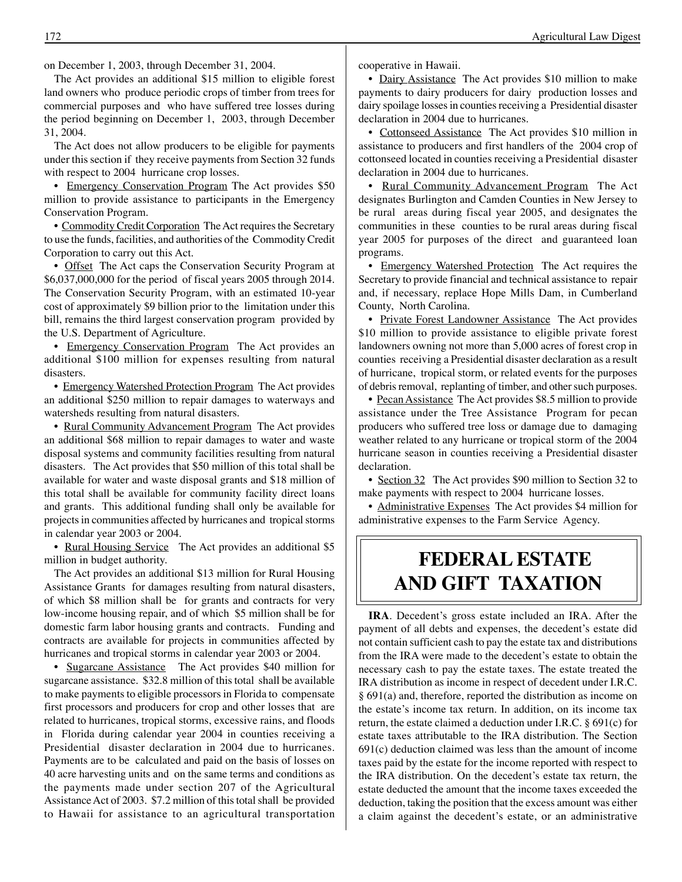on December 1, 2003, through December 31, 2004.

The Act provides an additional $15 million to eligible forest land owners who produce periodic crops of timber from trees for commercial purposes and who have suffered tree losses during the period beginning on December 1, 2003, through December 31, 2004.

The Act does not allow producers to be eligible for payments under this section if they receive payments from Section 32 funds with respect to 2004 hurricane crop losses.

• Emergency Conservation Program The Act provides $50 million to provide assistance to participants in the Emergency Conservation Program.

• Commodity Credit Corporation The Act requires the Secretary to use the funds, facilities, and authorities of the Commodity Credit Corporation to carry out this Act.

• Offset The Act caps the Conservation Security Program at $6,037,000,000 for the period of fiscal years 2005 through 2014. The Conservation Security Program, with an estimated 10-year cost of approximately $9 billion prior to the limitation under this bill, remains the third largest conservation program provided by the U.S. Department of Agriculture.

• Emergency Conservation Program The Act provides an additional $100 million for expenses resulting from natural disasters.

• Emergency Watershed Protection Program The Act provides an additional $250 million to repair damages to waterways and watersheds resulting from natural disasters.

• Rural Community Advancement Program The Act provides an additional $68 million to repair damages to water and waste disposal systems and community facilities resulting from natural disasters. The Act provides that $50 million of this total shall be available for water and waste disposal grants and $18 million of this total shall be available for community facility direct loans and grants. This additional funding shall only be available for projects in communities affected by hurricanes and tropical storms in calendar year 2003 or 2004.

• Rural Housing Service The Act provides an additional $5 million in budget authority.

The Act provides an additional $13 million for Rural Housing Assistance Grants for damages resulting from natural disasters, of which $8 million shall be for grants and contracts for very low-income housing repair, and of which $5 million shall be for domestic farm labor housing grants and contracts. Funding and contracts are available for projects in communities affected by hurricanes and tropical storms in calendar year 2003 or 2004.

• Sugarcane Assistance The Act provides $40 million for sugarcane assistance. $32.8 million of this total shall be available to make payments to eligible processors in Florida to compensate first processors and producers for crop and other losses that are related to hurricanes, tropical storms, excessive rains, and floods in Florida during calendar year 2004 in counties receiving a Presidential disaster declaration in 2004 due to hurricanes. Payments are to be calculated and paid on the basis of losses on 40 acre harvesting units and on the same terms and conditions as the payments made under section 207 of the Agricultural Assistance Act of 2003. $7.2 million of this total shall be provided to Hawaii for assistance to an agricultural transportation cooperative in Hawaii.

• Dairy Assistance The Act provides $10 million to make payments to dairy producers for dairy production losses and dairy spoilage losses in counties receiving a Presidential disaster declaration in 2004 due to hurricanes.

• Cottonseed Assistance The Act provides $10 million in assistance to producers and first handlers of the 2004 crop of cottonseed located in counties receiving a Presidential disaster declaration in 2004 due to hurricanes.

• Rural Community Advancement Program The Act designates Burlington and Camden Counties in New Jersey to be rural areas during fiscal year 2005, and designates the communities in these counties to be rural areas during fiscal year 2005 for purposes of the direct and guaranteed loan programs.

• Emergency Watershed Protection The Act requires the Secretary to provide financial and technical assistance to repair and, if necessary, replace Hope Mills Dam, in Cumberland County, North Carolina.

• Private Forest Landowner Assistance The Act provides $10 million to provide assistance to eligible private forest landowners owning not more than 5,000 acres of forest crop in counties receiving a Presidential disaster declaration as a result of hurricane, tropical storm, or related events for the purposes of debris removal, replanting of timber, and other such purposes.

• Pecan Assistance The Act provides $8.5 million to provide assistance under the Tree Assistance Program for pecan producers who suffered tree loss or damage due to damaging weather related to any hurricane or tropical storm of the 2004 hurricane season in counties receiving a Presidential disaster declaration.

• Section 32 The Act provides $90 million to Section 32 to make payments with respect to 2004 hurricane losses.

• Administrative Expenses The Act provides $4 million for administrative expenses to the Farm Service Agency.

# FEDERAL ESTATE AND GIFT TAXATION

**IRA**. Decedent's gross estate included an IRA. After the payment of all debts and expenses, the decedent's estate did not contain sufficient cash to pay the estate tax and distributions from the IRA were made to the decedent's estate to obtain the necessary cash to pay the estate taxes. The estate treated the IRA distribution as income in respect of decedent under I.R.C. § 691(a) and, therefore, reported the distribution as income on the estate's income tax return. In addition, on its income tax return, the estate claimed a deduction under I.R.C. § 691(c) for estate taxes attributable to the IRA distribution. The Section 691(c) deduction claimed was less than the amount of income taxes paid by the estate for the income reported with respect to the IRA distribution. On the decedent's estate tax return, the estate deducted the amount that the income taxes exceeded the deduction, taking the position that the excess amount was either a claim against the decedent's estate, or an administrative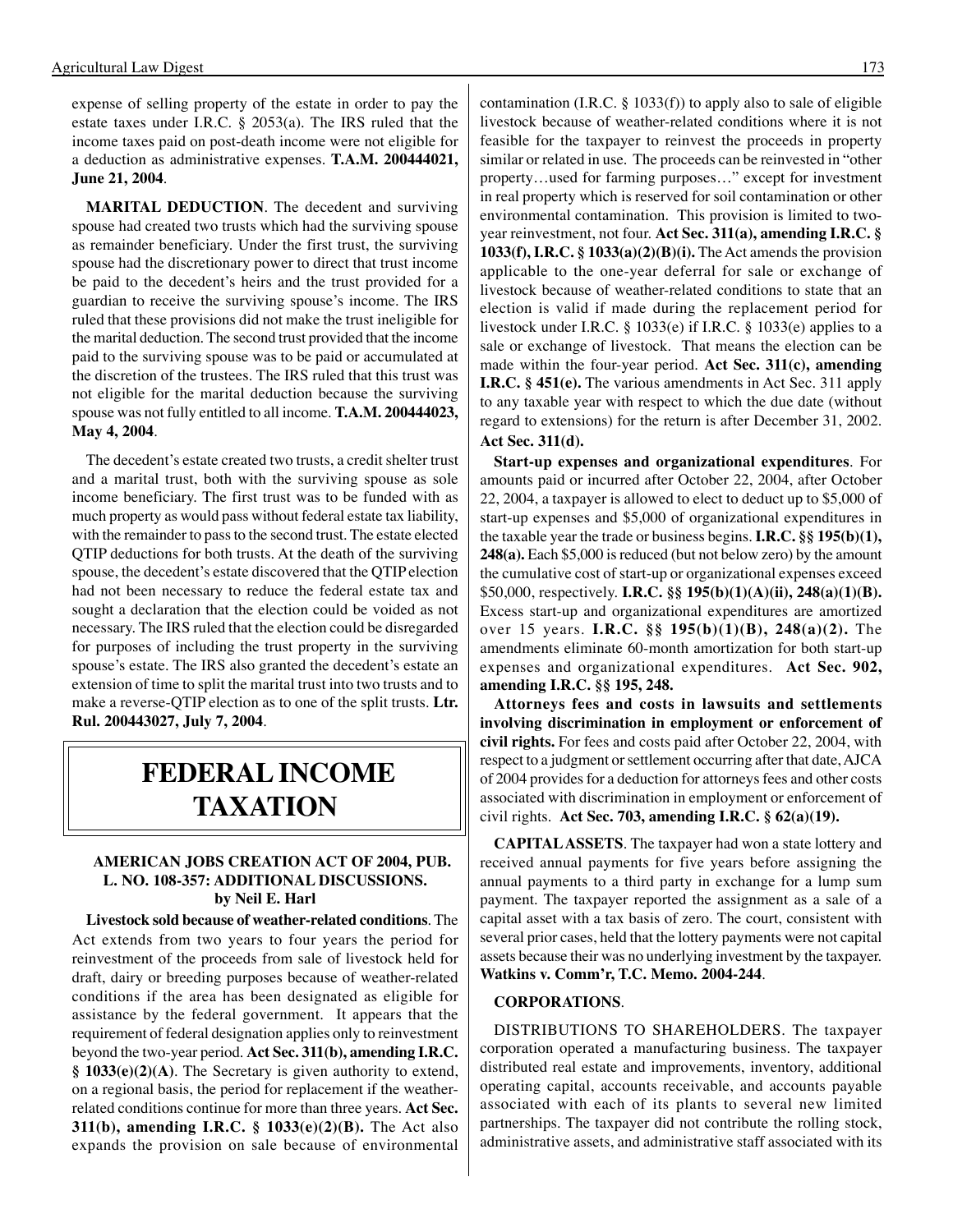expense of selling property of the estate in order to pay the estate taxes under I.R.C. § 2053(a). The IRS ruled that the income taxes paid on post-death income were not eligible for a deduction as administrative expenses. **T.A.M. 200444021, June 21, 2004**.

**MARITAL DEDUCTION**. The decedent and surviving spouse had created two trusts which had the surviving spouse as remainder beneficiary. Under the first trust, the surviving spouse had the discretionary power to direct that trust income be paid to the decedent's heirs and the trust provided for a guardian to receive the surviving spouse's income. The IRS ruled that these provisions did not make the trust ineligible for the marital deduction. The second trust provided that the income paid to the surviving spouse was to be paid or accumulated at the discretion of the trustees. The IRS ruled that this trust was not eligible for the marital deduction because the surviving spouse was not fully entitled to all income. **T.A.M. 200444023, May 4, 2004**.

The decedent's estate created two trusts, a credit shelter trust and a marital trust, both with the surviving spouse as sole income beneficiary. The first trust was to be funded with as much property as would pass without federal estate tax liability, with the remainder to pass to the second trust. The estate elected QTIP deductions for both trusts. At the death of the surviving spouse, the decedent's estate discovered that the QTIP election had not been necessary to reduce the federal estate tax and sought a declaration that the election could be voided as not necessary. The IRS ruled that the election could be disregarded for purposes of including the trust property in the surviving spouse's estate. The IRS also granted the decedent's estate an extension of time to split the marital trust into two trusts and to make a reverse-QTIP election as to one of the split trusts. **Ltr. Rul. 200443027, July 7, 2004**.

# FEDERAL INCOME TAXATION

### AMERICAN JOBS CREATION ACT OF 2004, PUB. L. NO. 108-357: ADDITIONAL DISCUSSIONS. by Neil E. Harl

**Livestock sold because of weather-related conditions**. The Act extends from two years to four years the period for reinvestment of the proceeds from sale of livestock held for draft, dairy or breeding purposes because of weather-related conditions if the area has been designated as eligible for assistance by the federal government. It appears that the requirement of federal designation applies only to reinvestment beyond the two-year period. **Act Sec. 311(b), amending I.R.C. § 1033(e)(2)(A)**. The Secretary is given authority to extend, on a regional basis, the period for replacement if the weather-related conditions continue for more than three years. **Act Sec. 311(b), amending I.R.C. § 1033(e)(2)(B).** The Act also expands the provision on sale because of environmental contamination (I.R.C. § 1033(f)) to apply also to sale of eligible livestock because of weather-related conditions where it is not feasible for the taxpayer to reinvest the proceeds in property similar or related in use. The proceeds can be reinvested in "other property…used for farming purposes…" except for investment in real property which is reserved for soil contamination or other environmental contamination. This provision is limited to two-year reinvestment, not four. **Act Sec. 311(a), amending I.R.C. § 1033(f), I.R.C. § 1033(a)(2)(B)(i).** The Act amends the provision applicable to the one-year deferral for sale or exchange of livestock because of weather-related conditions to state that an election is valid if made during the replacement period for livestock under I.R.C. § 1033(e) if I.R.C. § 1033(e) applies to a sale or exchange of livestock. That means the election can be made within the four-year period. **Act Sec. 311(c), amending I.R.C. § 451(e).** The various amendments in Act Sec. 311 apply to any taxable year with respect to which the due date (without regard to extensions) for the return is after December 31, 2002. **Act Sec. 311(d).**

**Start-up expenses and organizational expenditures**. For amounts paid or incurred after October 22, 2004, after October 22, 2004, a taxpayer is allowed to elect to deduct up to $5,000 of start-up expenses and $5,000 of organizational expenditures in the taxable year the trade or business begins. **I.R.C. §§ 195(b)(1), 248(a).** Each $5,000 is reduced (but not below zero) by the amount the cumulative cost of start-up or organizational expenses exceed $50,000, respectively. **I.R.C. §§ 195(b)(1)(A)(ii), 248(a)(1)(B).** Excess start-up and organizational expenditures are amortized over 15 years. **I.R.C. §§ 195(b)(1)(B), 248(a)(2).** The amendments eliminate 60-month amortization for both start-up expenses and organizational expenditures. **Act Sec. 902, amending I.R.C. §§ 195, 248.**

**Attorneys fees and costs in lawsuits and settlements involving discrimination in employment or enforcement of civil rights.** For fees and costs paid after October 22, 2004, with respect to a judgment or settlement occurring after that date, AJCA of 2004 provides for a deduction for attorneys fees and other costs associated with discrimination in employment or enforcement of civil rights. **Act Sec. 703, amending I.R.C. § 62(a)(19).**

**CAPITAL ASSETS**. The taxpayer had won a state lottery and received annual payments for five years before assigning the annual payments to a third party in exchange for a lump sum payment. The taxpayer reported the assignment as a sale of a capital asset with a tax basis of zero. The court, consistent with several prior cases, held that the lottery payments were not capital assets because their was no underlying investment by the taxpayer. **Watkins v. Comm'r, T.C. Memo. 2004-244**.

**CORPORATIONS**.

DISTRIBUTIONS TO SHAREHOLDERS. The taxpayer corporation operated a manufacturing business. The taxpayer distributed real estate and improvements, inventory, additional operating capital, accounts receivable, and accounts payable associated with each of its plants to several new limited partnerships. The taxpayer did not contribute the rolling stock, administrative assets, and administrative staff associated with its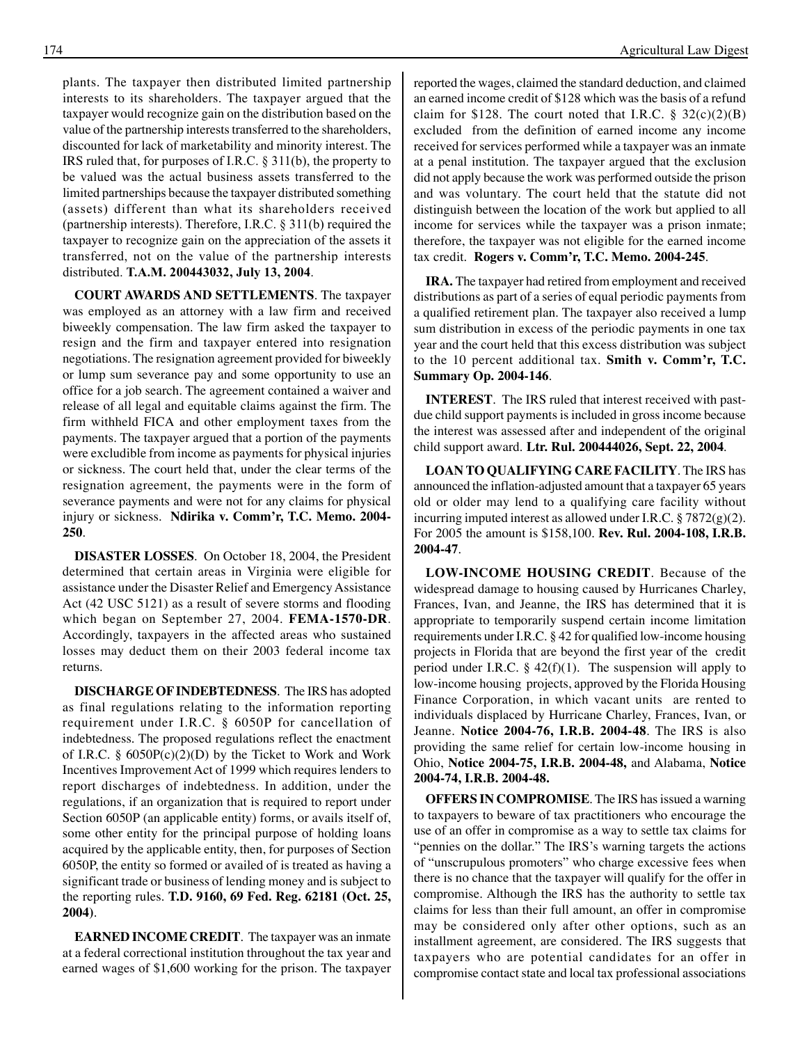plants. The taxpayer then distributed limited partnership interests to its shareholders. The taxpayer argued that the taxpayer would recognize gain on the distribution based on the value of the partnership interests transferred to the shareholders, discounted for lack of marketability and minority interest. The IRS ruled that, for purposes of I.R.C. § 311(b), the property to be valued was the actual business assets transferred to the limited partnerships because the taxpayer distributed something (assets) different than what its shareholders received (partnership interests). Therefore, I.R.C. § 311(b) required the taxpayer to recognize gain on the appreciation of the assets it transferred, not on the value of the partnership interests distributed. **T.A.M. 200443032, July 13, 2004**.

**COURT AWARDS AND SETTLEMENTS**. The taxpayer was employed as an attorney with a law firm and received biweekly compensation. The law firm asked the taxpayer to resign and the firm and taxpayer entered into resignation negotiations. The resignation agreement provided for biweekly or lump sum severance pay and some opportunity to use an office for a job search. The agreement contained a waiver and release of all legal and equitable claims against the firm. The firm withheld FICA and other employment taxes from the payments. The taxpayer argued that a portion of the payments were excludible from income as payments for physical injuries or sickness. The court held that, under the clear terms of the resignation agreement, the payments were in the form of severance payments and were not for any claims for physical injury or sickness. **Ndirika v. Comm'r, T.C. Memo. 2004-250**.

**DISASTER LOSSES**. On October 18, 2004, the President determined that certain areas in Virginia were eligible for assistance under the Disaster Relief and Emergency Assistance Act (42 USC 5121) as a result of severe storms and flooding which began on September 27, 2004. **FEMA-1570-DR**. Accordingly, taxpayers in the affected areas who sustained losses may deduct them on their 2003 federal income tax returns.

**DISCHARGE OF INDEBTEDNESS**. The IRS has adopted as final regulations relating to the information reporting requirement under I.R.C. § 6050P for cancellation of indebtedness. The proposed regulations reflect the enactment of I.R.C. § 6050P(c)(2)(D) by the Ticket to Work and Work Incentives Improvement Act of 1999 which requires lenders to report discharges of indebtedness. In addition, under the regulations, if an organization that is required to report under Section 6050P (an applicable entity) forms, or avails itself of, some other entity for the principal purpose of holding loans acquired by the applicable entity, then, for purposes of Section 6050P, the entity so formed or availed of is treated as having a significant trade or business of lending money and is subject to the reporting rules. **T.D. 9160, 69 Fed. Reg. 62181 (Oct. 25, 2004)**.

**EARNED INCOME CREDIT**. The taxpayer was an inmate at a federal correctional institution throughout the tax year and earned wages of $1,600 working for the prison. The taxpayer reported the wages, claimed the standard deduction, and claimed an earned income credit of $128 which was the basis of a refund claim for $128. The court noted that I.R.C. § 32(c)(2)(B) excluded from the definition of earned income any income received for services performed while a taxpayer was an inmate at a penal institution. The taxpayer argued that the exclusion did not apply because the work was performed outside the prison and was voluntary. The court held that the statute did not distinguish between the location of the work but applied to all income for services while the taxpayer was a prison inmate; therefore, the taxpayer was not eligible for the earned income tax credit. **Rogers v. Comm'r, T.C. Memo. 2004-245**.

**IRA.** The taxpayer had retired from employment and received distributions as part of a series of equal periodic payments from a qualified retirement plan. The taxpayer also received a lump sum distribution in excess of the periodic payments in one tax year and the court held that this excess distribution was subject to the 10 percent additional tax. **Smith v. Comm'r, T.C. Summary Op. 2004-146**.

**INTEREST**. The IRS ruled that interest received with past-due child support payments is included in gross income because the interest was assessed after and independent of the original child support award. **Ltr. Rul. 200444026, Sept. 22, 2004**.

**LOAN TO QUALIFYING CARE FACILITY**. The IRS has announced the inflation-adjusted amount that a taxpayer 65 years old or older may lend to a qualifying care facility without incurring imputed interest as allowed under I.R.C. § 7872(g)(2). For 2005 the amount is $158,100. **Rev. Rul. 2004-108, I.R.B. 2004-47**.

**LOW-INCOME HOUSING CREDIT**. Because of the widespread damage to housing caused by Hurricanes Charley, Frances, Ivan, and Jeanne, the IRS has determined that it is appropriate to temporarily suspend certain income limitation requirements under I.R.C. § 42 for qualified low-income housing projects in Florida that are beyond the first year of the credit period under I.R.C. § 42(f)(1). The suspension will apply to low-income housing projects, approved by the Florida Housing Finance Corporation, in which vacant units are rented to individuals displaced by Hurricane Charley, Frances, Ivan, or Jeanne. **Notice 2004-76, I.R.B. 2004-48**. The IRS is also providing the same relief for certain low-income housing in Ohio, **Notice 2004-75, I.R.B. 2004-48,** and Alabama, **Notice 2004-74, I.R.B. 2004-48.**

**OFFERS IN COMPROMISE**. The IRS has issued a warning to taxpayers to beware of tax practitioners who encourage the use of an offer in compromise as a way to settle tax claims for "pennies on the dollar." The IRS's warning targets the actions of "unscrupulous promoters" who charge excessive fees when there is no chance that the taxpayer will qualify for the offer in compromise. Although the IRS has the authority to settle tax claims for less than their full amount, an offer in compromise may be considered only after other options, such as an installment agreement, are considered. The IRS suggests that taxpayers who are potential candidates for an offer in compromise contact state and local tax professional associations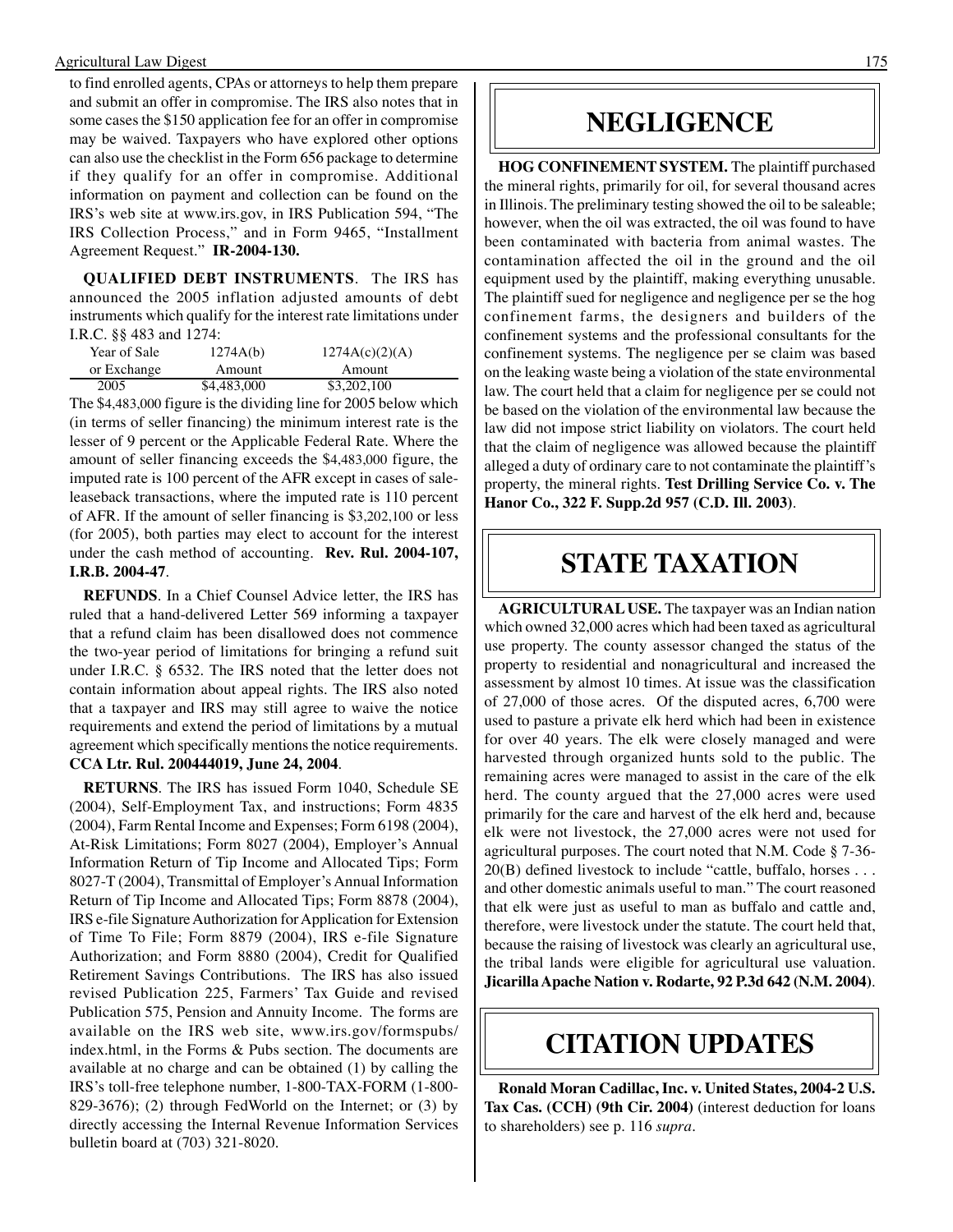to find enrolled agents, CPAs or attorneys to help them prepare and submit an offer in compromise. The IRS also notes that in some cases the $150 application fee for an offer in compromise may be waived. Taxpayers who have explored other options can also use the checklist in the Form 656 package to determine if they qualify for an offer in compromise. Additional information on payment and collection can be found on the IRS's web site at www.irs.gov, in IRS Publication 594, "The IRS Collection Process," and in Form 9465, "Installment Agreement Request." **IR-2004-130.**

**QUALIFIED DEBT INSTRUMENTS**. The IRS has announced the 2005 inflation adjusted amounts of debt instruments which qualify for the interest rate limitations under I.R.C. §§ 483 and 1274:

| Year of Sale or Exchange | 1274A(b) Amount | 1274A(c)(2)(A) Amount |
|---|---|---|
| 2005 | $4,483,000 | $3,202,100 |

The $4,483,000 figure is the dividing line for 2005 below which (in terms of seller financing) the minimum interest rate is the lesser of 9 percent or the Applicable Federal Rate. Where the amount of seller financing exceeds the $4,483,000 figure, the imputed rate is 100 percent of the AFR except in cases of sale-leaseback transactions, where the imputed rate is 110 percent of AFR. If the amount of seller financing is $3,202,100 or less (for 2005), both parties may elect to account for the interest under the cash method of accounting. **Rev. Rul. 2004-107, I.R.B. 2004-47**.

**REFUNDS**. In a Chief Counsel Advice letter, the IRS has ruled that a hand-delivered Letter 569 informing a taxpayer that a refund claim has been disallowed does not commence the two-year period of limitations for bringing a refund suit under I.R.C. § 6532. The IRS noted that the letter does not contain information about appeal rights. The IRS also noted that a taxpayer and IRS may still agree to waive the notice requirements and extend the period of limitations by a mutual agreement which specifically mentions the notice requirements. **CCA Ltr. Rul. 200444019, June 24, 2004**.

**RETURNS**. The IRS has issued Form 1040, Schedule SE (2004), Self-Employment Tax, and instructions; Form 4835 (2004), Farm Rental Income and Expenses; Form 6198 (2004), At-Risk Limitations; Form 8027 (2004), Employer's Annual Information Return of Tip Income and Allocated Tips; Form 8027-T (2004), Transmittal of Employer's Annual Information Return of Tip Income and Allocated Tips; Form 8878 (2004), IRS e-file Signature Authorization for Application for Extension of Time To File; Form 8879 (2004), IRS e-file Signature Authorization; and Form 8880 (2004), Credit for Qualified Retirement Savings Contributions. The IRS has also issued revised Publication 225, Farmers' Tax Guide and revised Publication 575, Pension and Annuity Income. The forms are available on the IRS web site, www.irs.gov/formspubs/index.html, in the Forms & Pubs section. The documents are available at no charge and can be obtained (1) by calling the IRS's toll-free telephone number, 1-800-TAX-FORM (1-800-829-3676); (2) through FedWorld on the Internet; or (3) by directly accessing the Internal Revenue Information Services bulletin board at (703) 321-8020.

# NEGLIGENCE

**HOG CONFINEMENT SYSTEM.** The plaintiff purchased the mineral rights, primarily for oil, for several thousand acres in Illinois. The preliminary testing showed the oil to be saleable; however, when the oil was extracted, the oil was found to have been contaminated with bacteria from animal wastes. The contamination affected the oil in the ground and the oil equipment used by the plaintiff, making everything unusable. The plaintiff sued for negligence and negligence per se the hog confinement farms, the designers and builders of the confinement systems and the professional consultants for the confinement systems. The negligence per se claim was based on the leaking waste being a violation of the state environmental law. The court held that a claim for negligence per se could not be based on the violation of the environmental law because the law did not impose strict liability on violators. The court held that the claim of negligence was allowed because the plaintiff alleged a duty of ordinary care to not contaminate the plaintiff's property, the mineral rights. **Test Drilling Service Co. v. The Hanor Co., 322 F. Supp.2d 957 (C.D. Ill. 2003)**.

# STATE TAXATION

**AGRICULTURAL USE.** The taxpayer was an Indian nation which owned 32,000 acres which had been taxed as agricultural use property. The county assessor changed the status of the property to residential and nonagricultural and increased the assessment by almost 10 times. At issue was the classification of 27,000 of those acres. Of the disputed acres, 6,700 were used to pasture a private elk herd which had been in existence for over 40 years. The elk were closely managed and were harvested through organized hunts sold to the public. The remaining acres were managed to assist in the care of the elk herd. The county argued that the 27,000 acres were used primarily for the care and harvest of the elk herd and, because elk were not livestock, the 27,000 acres were not used for agricultural purposes. The court noted that N.M. Code § 7-36-20(B) defined livestock to include "cattle, buffalo, horses . . . and other domestic animals useful to man." The court reasoned that elk were just as useful to man as buffalo and cattle and, therefore, were livestock under the statute. The court held that, because the raising of livestock was clearly an agricultural use, the tribal lands were eligible for agricultural use valuation. **Jicarilla Apache Nation v. Rodarte, 92 P.3d 642 (N.M. 2004)**.

# CITATION UPDATES

**Ronald Moran Cadillac, Inc. v. United States, 2004-2 U.S. Tax Cas. (CCH) (9th Cir. 2004)** (interest deduction for loans to shareholders) see p. 116 *supra*.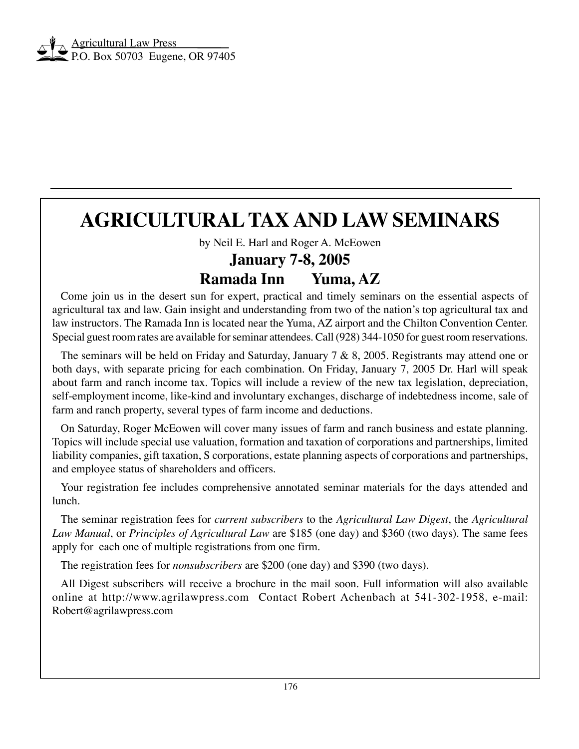Agricultural Law Press
P.O. Box 50703 Eugene, OR 97405

# AGRICULTURAL TAX AND LAW SEMINARS

by Neil E. Harl and Roger A. McEowen

## January 7-8, 2005

## Ramada Inn    Yuma, AZ

Come join us in the desert sun for expert, practical and timely seminars on the essential aspects of agricultural tax and law. Gain insight and understanding from two of the nation's top agricultural tax and law instructors. The Ramada Inn is located near the Yuma, AZ airport and the Chilton Convention Center. Special guest room rates are available for seminar attendees. Call (928) 344-1050 for guest room reservations.

The seminars will be held on Friday and Saturday, January 7 & 8, 2005. Registrants may attend one or both days, with separate pricing for each combination. On Friday, January 7, 2005 Dr. Harl will speak about farm and ranch income tax. Topics will include a review of the new tax legislation, depreciation, self-employment income, like-kind and involuntary exchanges, discharge of indebtedness income, sale of farm and ranch property, several types of farm income and deductions.

On Saturday, Roger McEowen will cover many issues of farm and ranch business and estate planning. Topics will include special use valuation, formation and taxation of corporations and partnerships, limited liability companies, gift taxation, S corporations, estate planning aspects of corporations and partnerships, and employee status of shareholders and officers.

Your registration fee includes comprehensive annotated seminar materials for the days attended and lunch.

The seminar registration fees for *current subscribers* to the *Agricultural Law Digest*, the *Agricultural Law Manual*, or *Principles of Agricultural Law* are $185 (one day) and $360 (two days). The same fees apply for each one of multiple registrations from one firm.

The registration fees for *nonsubscribers* are $200 (one day) and $390 (two days).

All Digest subscribers will receive a brochure in the mail soon. Full information will also available online at http://www.agrilawpress.com Contact Robert Achenbach at 541-302-1958, e-mail: Robert@agrilawpress.com